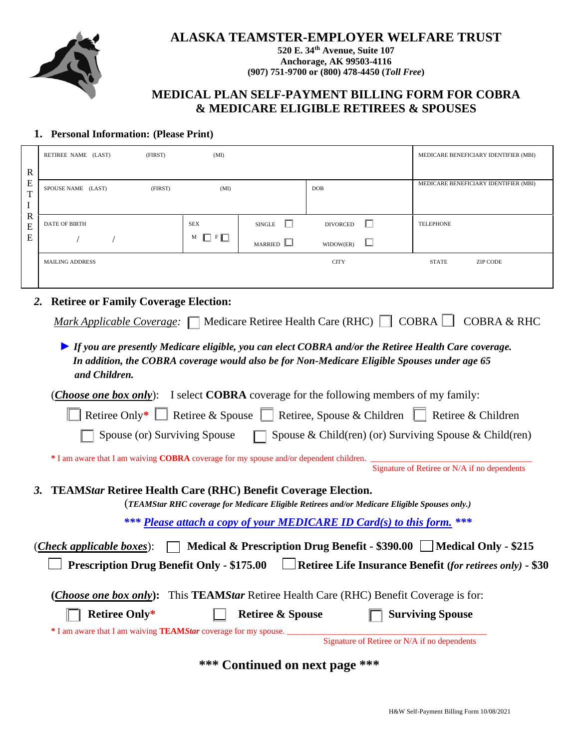# ALASKA TEAMSTER-EMPLOYER WELFARE TRUST

**520 E. 34th Avenue, Suite 107**
**Anchorage, AK 99503-4116**
**(907) 751-9700 or (800) 478-4450 (*Toll Free*)**

## MEDICAL PLAN SELF-PAYMENT BILLING FORM FOR COBRA & MEDICARE ELIGIBLE RETIREES & SPOUSES

### 1. Personal Information: (Please Print)

| RETIREE | | | | |
|---|---|---|---|---|
| RETIREE NAME (LAST) (FIRST) (MI) | | | | MEDICARE BENEFICIARY IDENTIFIER (MBI) |
| SPOUSE NAME (LAST) (FIRST) (MI) | | | DOB | MEDICARE BENEFICIARY IDENTIFIER (MBI) |
| DATE OF BIRTH / / | SEX M ☐ F ☐ | SINGLE ☐ MARRIED ☐ | DIVORCED ☐ WIDOW(ER) ☐ | TELEPHONE |
| MAILING ADDRESS | | CITY | | STATE ZIP CODE |

### 2. Retiree or Family Coverage Election:

*Mark Applicable Coverage:* ☐ Medicare Retiree Health Care (RHC) ☐ COBRA ☐ COBRA & RHC

► ***If you are presently Medicare eligible, you can elect COBRA and/or the Retiree Health Care coverage. In addition, the COBRA coverage would also be for Non-Medicare Eligible Spouses under age 65 and Children.***

(***Choose one box only***): I select **COBRA** coverage for the following members of my family:

☐ Retiree Only* ☐ Retiree & Spouse ☐ Retiree, Spouse & Children ☐ Retiree & Children

☐ Spouse (or) Surviving Spouse ☐ Spouse & Child(ren) (or) Surviving Spouse & Child(ren)

\* I am aware that I am waiving **COBRA** coverage for my spouse and/or dependent children. ______________________________
Signature of Retiree or N/A if no dependents

### 3. TEAM*Star* Retiree Health Care (RHC) Benefit Coverage Election.

(***TEAMStar RHC coverage for Medicare Eligible Retirees and/or Medicare Eligible Spouses only.)***

***\*\*\* Please attach a copy of your MEDICARE ID Card(s) to this form. \*\*\****

(***Check applicable boxes***): ☐ **Medical & Prescription Drug Benefit - $390.00** ☐ **Medical Only - $215**

☐ **Prescription Drug Benefit Only - $175.00** ☐ **Retiree Life Insurance Benefit (*for retirees only*) - $30**

**(*Choose one box only*):** This **TEAM*Star*** Retiree Health Care (RHC) Benefit Coverage is for:

☐ **Retiree Only*** ☐ **Retiree & Spouse** ☐ **Surviving Spouse**

\* I am aware that I am waiving **TEAM*Star*** coverage for my spouse. ______________________________
Signature of Retiree or N/A if no dependents

**\*\*\* Continued on next page \*\*\***

H&W Self-Payment Billing Form 10/08/2021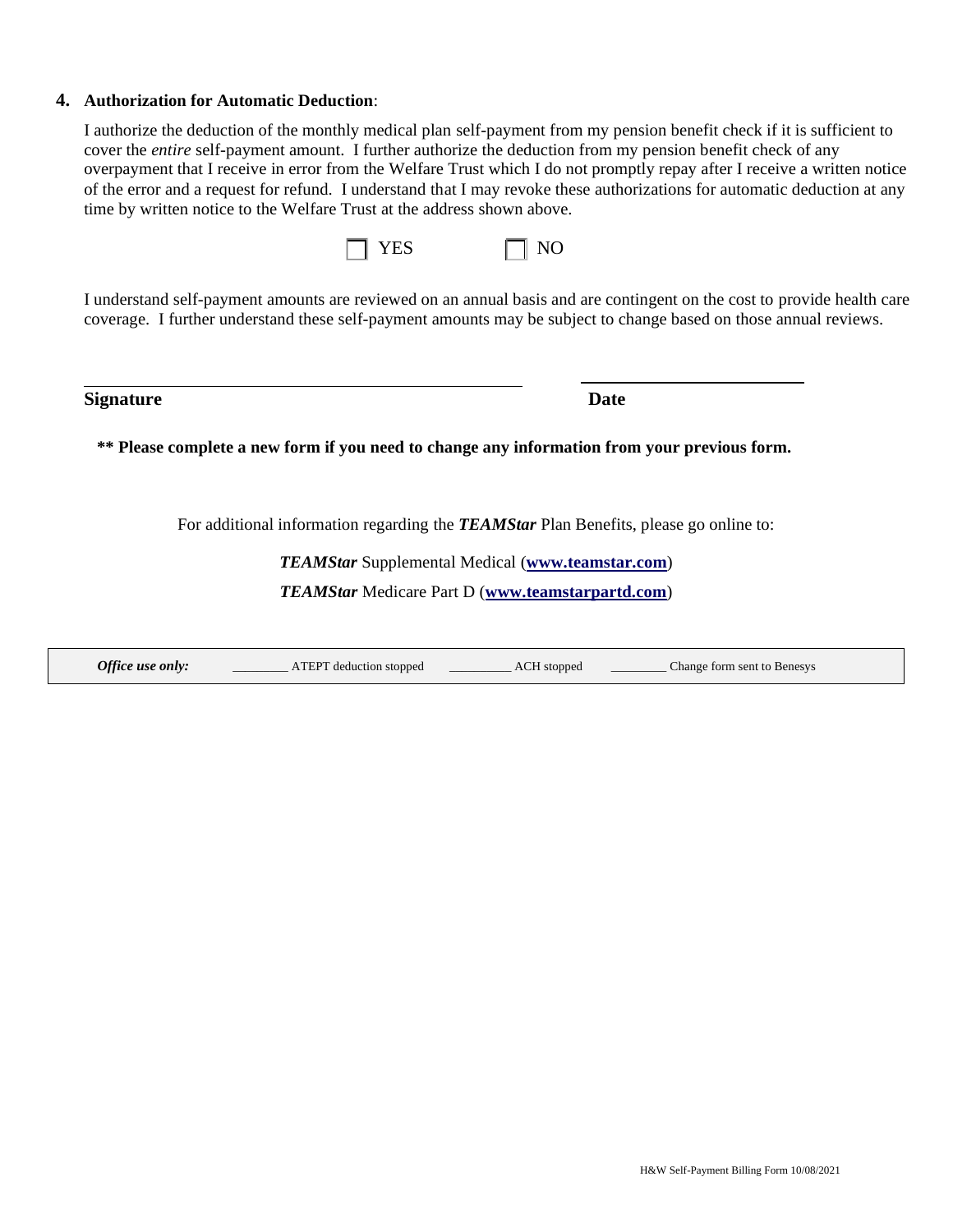**4. Authorization for Automatic Deduction**:

I authorize the deduction of the monthly medical plan self-payment from my pension benefit check if it is sufficient to cover the *entire* self-payment amount. I further authorize the deduction from my pension benefit check of any overpayment that I receive in error from the Welfare Trust which I do not promptly repay after I receive a written notice of the error and a request for refund. I understand that I may revoke these authorizations for automatic deduction at any time by written notice to the Welfare Trust at the address shown above.

☐ YES ☐ NO

I understand self-payment amounts are reviewed on an annual basis and are contingent on the cost to provide health care coverage. I further understand these self-payment amounts may be subject to change based on those annual reviews.

_______________________________________ _______________________

**Signature** **Date**

**** Please complete a new form if you need to change any information from your previous form.**

For additional information regarding the ***TEAMStar*** Plan Benefits, please go online to:

***TEAMStar*** Supplemental Medical (**www.teamstar.com**)

***TEAMStar*** Medicare Part D (**www.teamstarpartd.com**)

***Office use only:*** ________ ATEPT deduction stopped ________ ACH stopped ________ Change form sent to Benesys

H&W Self-Payment Billing Form 10/08/2021